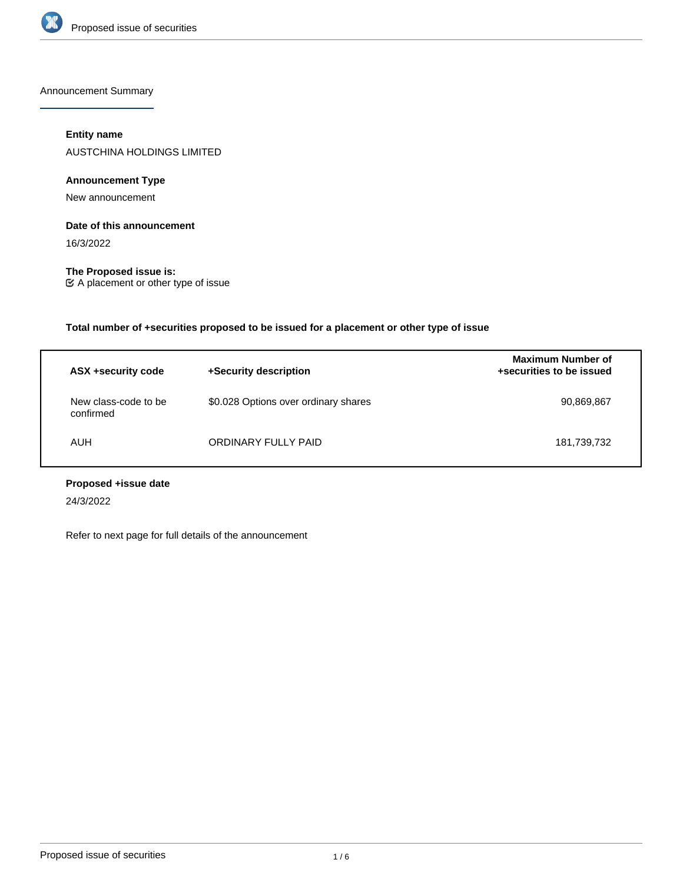## Announcement Summary

**Entity name**

AUSTCHINA HOLDINGS LIMITED

**Announcement Type**

New announcement

**Date of this announcement**

16/3/2022

**The Proposed issue is:**

☑ A placement or other type of issue

**Total number of +securities proposed to be issued for a placement or other type of issue**

| ASX +security code | +Security description | Maximum Number of +securities to be issued |
|---|---|---|
| New class-code to be confirmed | $0.028 Options over ordinary shares | 90,869,867 |
| AUH | ORDINARY FULLY PAID | 181,739,732 |

**Proposed +issue date**

24/3/2022

Refer to next page for full details of the announcement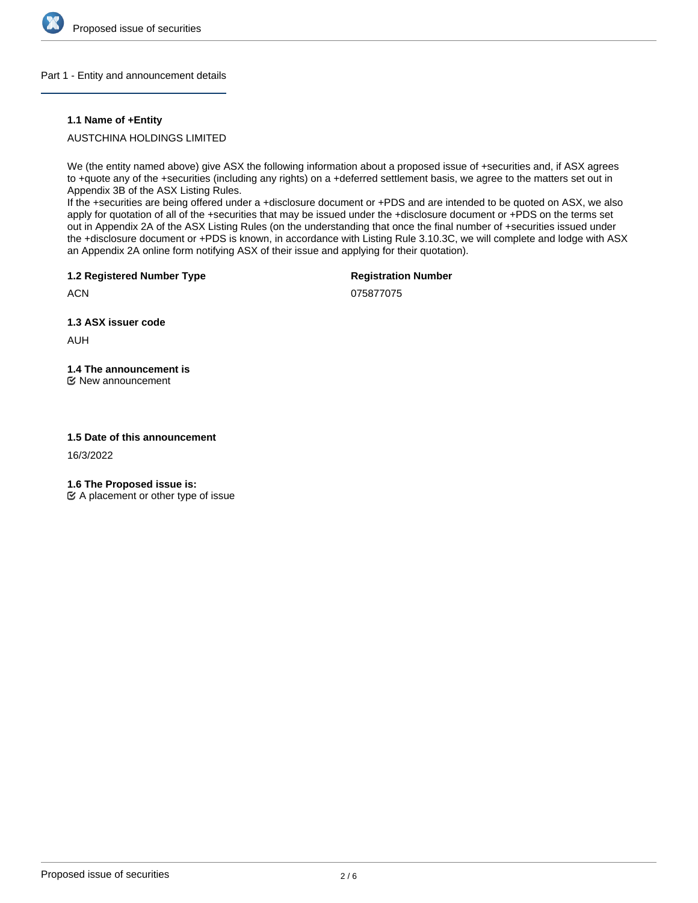## Part 1 - Entity and announcement details

### 1.1 Name of +Entity

AUSTCHINA HOLDINGS LIMITED

We (the entity named above) give ASX the following information about a proposed issue of +securities and, if ASX agrees to +quote any of the +securities (including any rights) on a +deferred settlement basis, we agree to the matters set out in Appendix 3B of the ASX Listing Rules.
If the +securities are being offered under a +disclosure document or +PDS and are intended to be quoted on ASX, we also apply for quotation of all of the +securities that may be issued under the +disclosure document or +PDS on the terms set out in Appendix 2A of the ASX Listing Rules (on the understanding that once the final number of +securities issued under the +disclosure document or +PDS is known, in accordance with Listing Rule 3.10.3C, we will complete and lodge with ASX an Appendix 2A online form notifying ASX of their issue and applying for their quotation).

**1.2 Registered Number Type**

ACN

**Registration Number**

075877075

**1.3 ASX issuer code**

AUH

**1.4 The announcement is**

☑ New announcement

**1.5 Date of this announcement**

16/3/2022

**1.6 The Proposed issue is:**

☑ A placement or other type of issue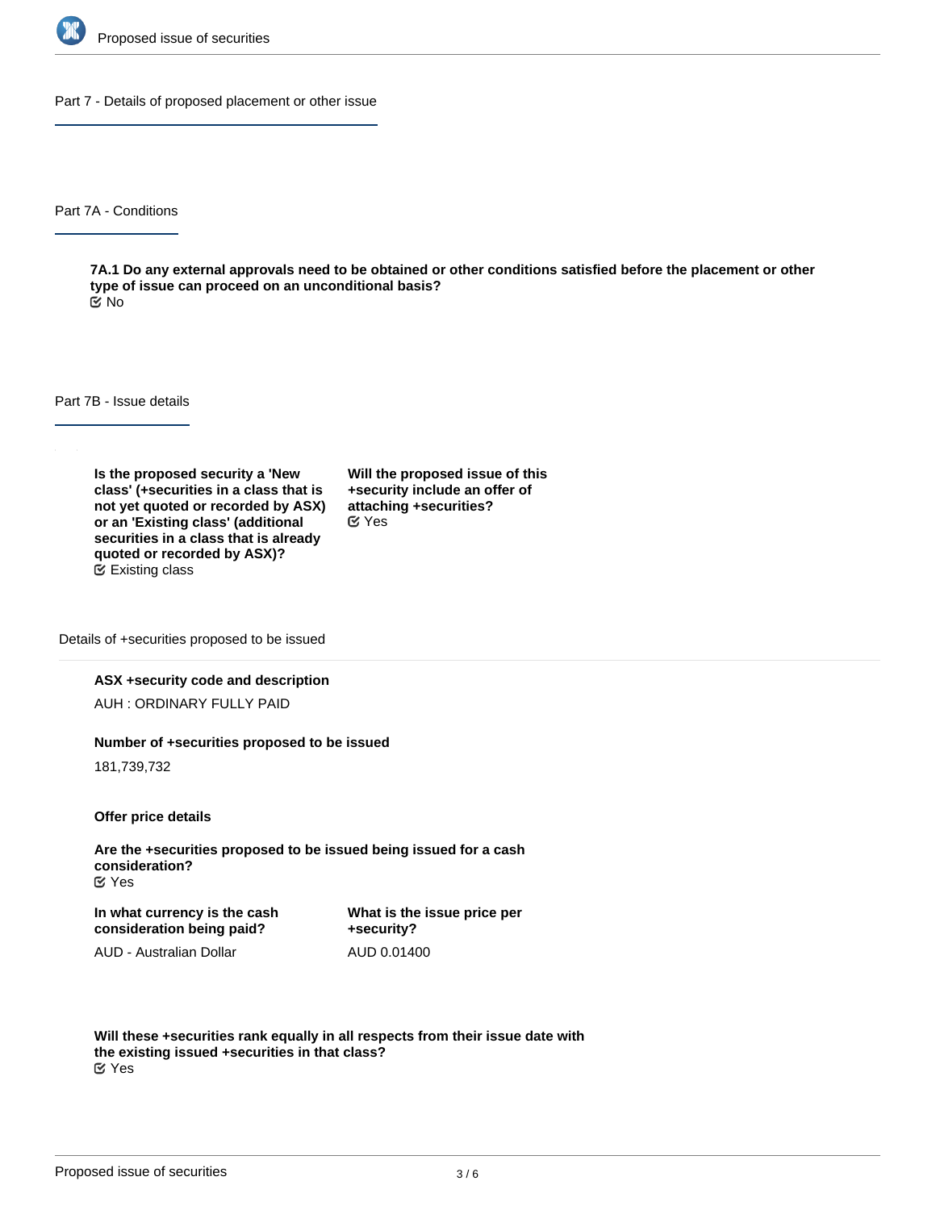## Part 7 - Details of proposed placement or other issue

### Part 7A - Conditions

**7A.1 Do any external approvals need to be obtained or other conditions satisfied before the placement or other type of issue can proceed on an unconditional basis?**

No

### Part 7B - Issue details

**Is the proposed security a 'New class' (+securities in a class that is not yet quoted or recorded by ASX) or an 'Existing class' (additional securities in a class that is already quoted or recorded by ASX)?**

Existing class

**Will the proposed issue of this +security include an offer of attaching +securities?**

Yes

#### Details of +securities proposed to be issued

**ASX +security code and description**

AUH : ORDINARY FULLY PAID

**Number of +securities proposed to be issued**

181,739,732

**Offer price details**

**Are the +securities proposed to be issued being issued for a cash consideration?**

Yes

**In what currency is the cash consideration being paid?**

AUD - Australian Dollar

**What is the issue price per +security?**

AUD 0.01400

**Will these +securities rank equally in all respects from their issue date with the existing issued +securities in that class?**

Yes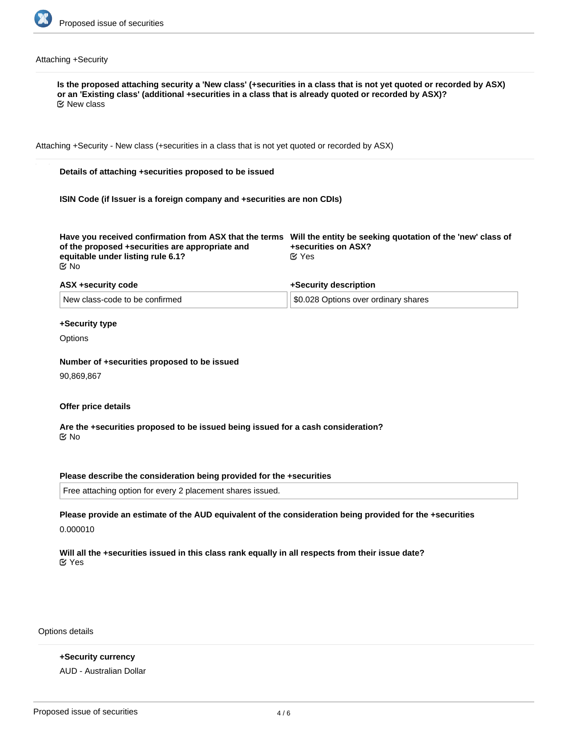## Attaching +Security

**Is the proposed attaching security a 'New class' (+securities in a class that is not yet quoted or recorded by ASX) or an 'Existing class' (additional +securities in a class that is already quoted or recorded by ASX)?**
☑ New class

## Attaching +Security - New class (+securities in a class that is not yet quoted or recorded by ASX)

**Details of attaching +securities proposed to be issued**

**ISIN Code (if Issuer is a foreign company and +securities are non CDIs)**

**Have you received confirmation from ASX that the terms of the proposed +securities are appropriate and equitable under listing rule 6.1?**
☑ No

**Will the entity be seeking quotation of the 'new' class of +securities on ASX?**
☑ Yes

| ASX +security code | +Security description |
| --- | --- |
| New class-code to be confirmed | $0.028 Options over ordinary shares |

**+Security type**

Options

**Number of +securities proposed to be issued**

90,869,867

**Offer price details**

**Are the +securities proposed to be issued being issued for a cash consideration?**
☑ No

**Please describe the consideration being provided for the +securities**

Free attaching option for every 2 placement shares issued.

**Please provide an estimate of the AUD equivalent of the consideration being provided for the +securities**

0.000010

**Will all the +securities issued in this class rank equally in all respects from their issue date?**
☑ Yes

## Options details

**+Security currency**

AUD - Australian Dollar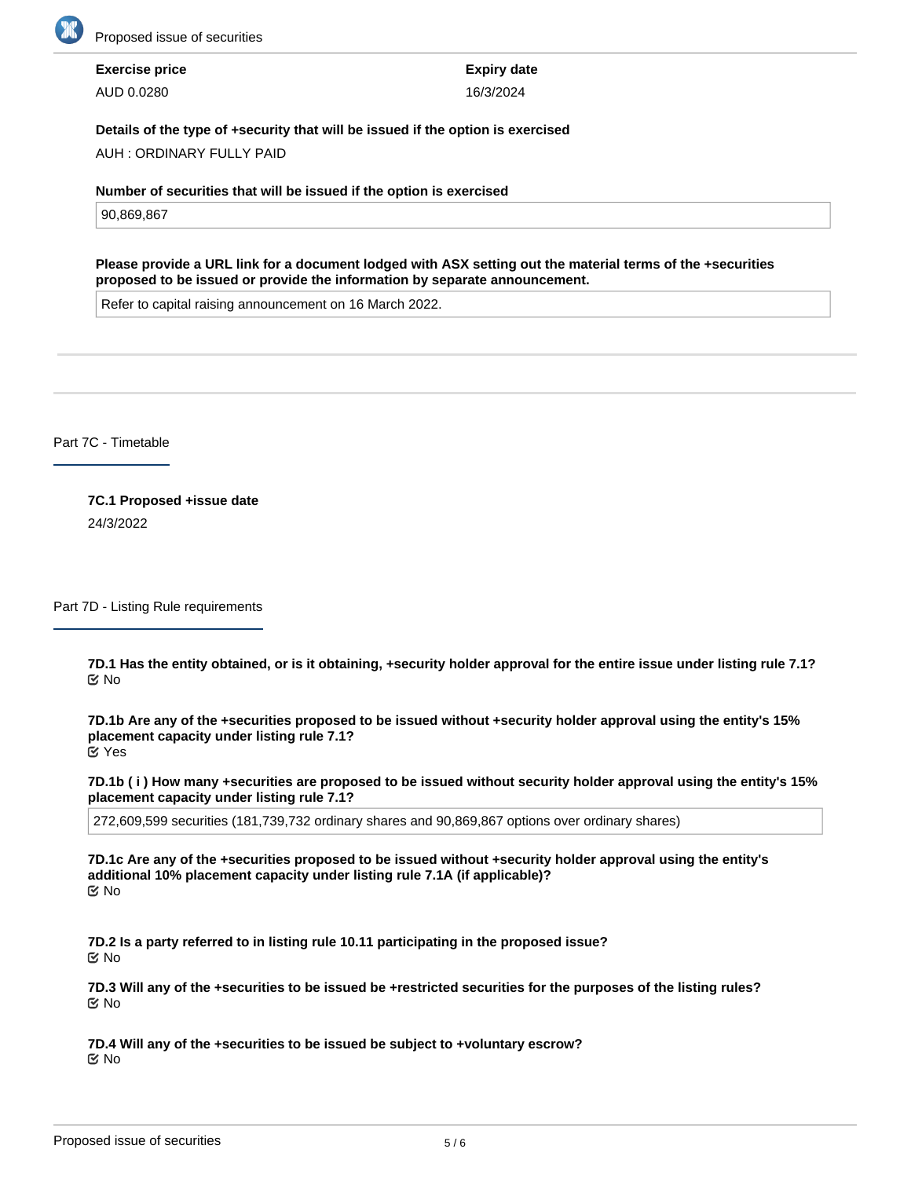**Exercise price**

AUD 0.0280

**Expiry date**

16/3/2024

**Details of the type of +security that will be issued if the option is exercised**

AUH : ORDINARY FULLY PAID

**Number of securities that will be issued if the option is exercised**

90,869,867

**Please provide a URL link for a document lodged with ASX setting out the material terms of the +securities proposed to be issued or provide the information by separate announcement.**

Refer to capital raising announcement on 16 March 2022.

## Part 7C - Timetable

**7C.1 Proposed +issue date**

24/3/2022

## Part 7D - Listing Rule requirements

**7D.1 Has the entity obtained, or is it obtaining, +security holder approval for the entire issue under listing rule 7.1?**

No

**7D.1b Are any of the +securities proposed to be issued without +security holder approval using the entity's 15% placement capacity under listing rule 7.1?**

Yes

**7D.1b ( i ) How many +securities are proposed to be issued without security holder approval using the entity's 15% placement capacity under listing rule 7.1?**

272,609,599 securities (181,739,732 ordinary shares and 90,869,867 options over ordinary shares)

**7D.1c Are any of the +securities proposed to be issued without +security holder approval using the entity's additional 10% placement capacity under listing rule 7.1A (if applicable)?**

No

**7D.2 Is a party referred to in listing rule 10.11 participating in the proposed issue?**

No

**7D.3 Will any of the +securities to be issued be +restricted securities for the purposes of the listing rules?**

No

**7D.4 Will any of the +securities to be issued be subject to +voluntary escrow?**

No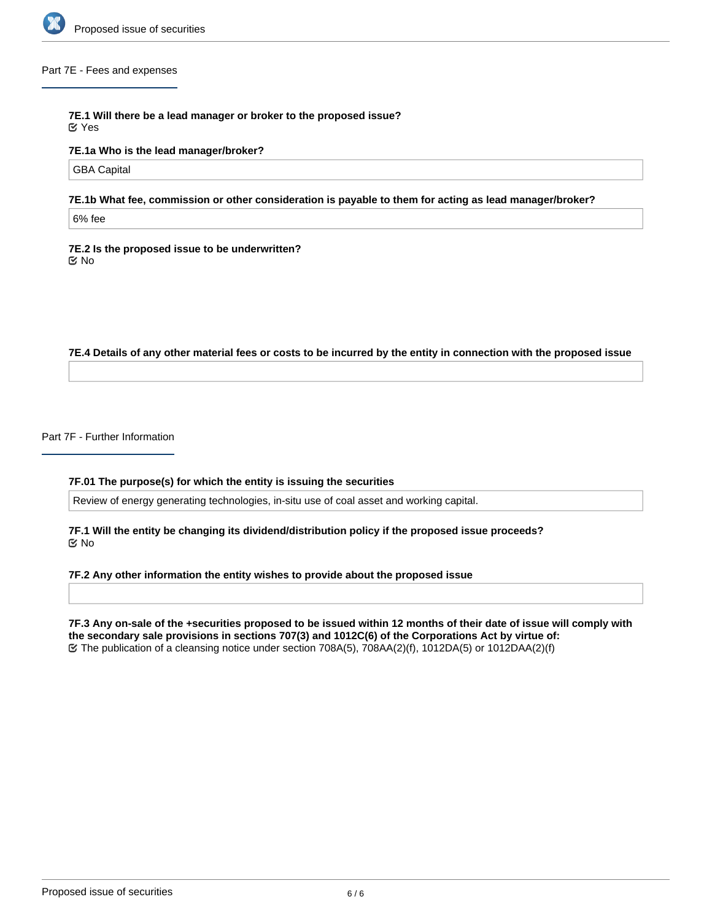## Part 7E - Fees and expenses

**7E.1 Will there be a lead manager or broker to the proposed issue?**
☑ Yes

**7E.1a Who is the lead manager/broker?**

GBA Capital

**7E.1b What fee, commission or other consideration is payable to them for acting as lead manager/broker?**

6% fee

**7E.2 Is the proposed issue to be underwritten?**
☑ No

**7E.4 Details of any other material fees or costs to be incurred by the entity in connection with the proposed issue**

## Part 7F - Further Information

**7F.01 The purpose(s) for which the entity is issuing the securities**

Review of energy generating technologies, in-situ use of coal asset and working capital.

**7F.1 Will the entity be changing its dividend/distribution policy if the proposed issue proceeds?**
☑ No

**7F.2 Any other information the entity wishes to provide about the proposed issue**

**7F.3 Any on-sale of the +securities proposed to be issued within 12 months of their date of issue will comply with the secondary sale provisions in sections 707(3) and 1012C(6) of the Corporations Act by virtue of:**
☑ The publication of a cleansing notice under section 708A(5), 708AA(2)(f), 1012DA(5) or 1012DAA(2)(f)